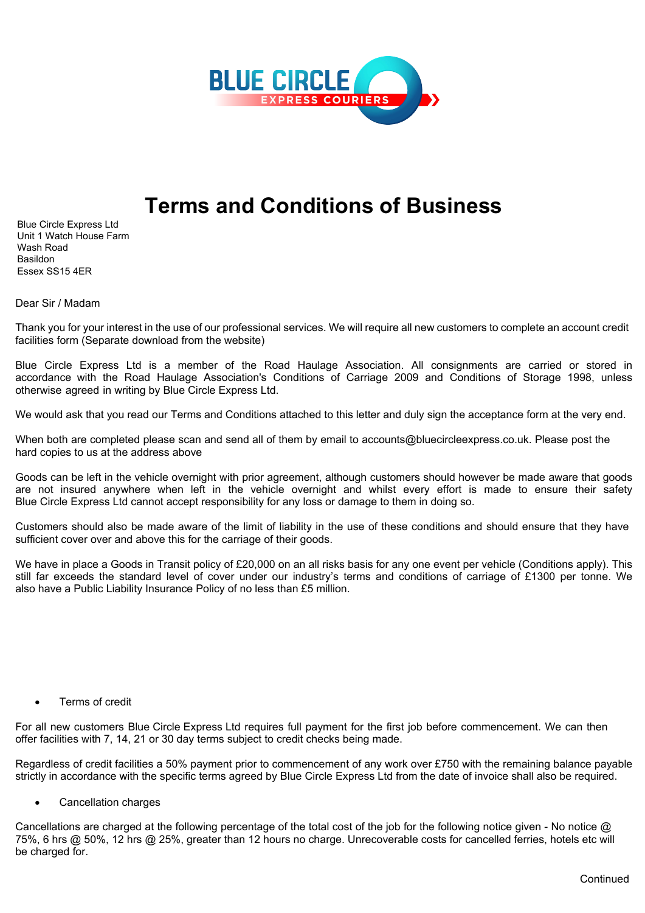# Terms and Conditions of Business

Blue Circle Express Ltd
Unit 1 Watch House Farm
Wash Road
Basildon
Essex SS15 4ER

Dear Sir / Madam

Thank you for your interest in the use of our professional services. We will require all new customers to complete an account credit facilities form (Separate download from the website)

Blue Circle Express Ltd is a member of the Road Haulage Association. All consignments are carried or stored in accordance with the Road Haulage Association's Conditions of Carriage 2009 and Conditions of Storage 1998, unless otherwise agreed in writing by Blue Circle Express Ltd.

We would ask that you read our Terms and Conditions attached to this letter and duly sign the acceptance form at the very end.

When both are completed please scan and send all of them by email to accounts@bluecircleexpress.co.uk. Please post the hard copies to us at the address above

Goods can be left in the vehicle overnight with prior agreement, although customers should however be made aware that goods are not insured anywhere when left in the vehicle overnight and whilst every effort is made to ensure their safety Blue Circle Express Ltd cannot accept responsibility for any loss or damage to them in doing so.

Customers should also be made aware of the limit of liability in the use of these conditions and should ensure that they have sufficient cover over and above this for the carriage of their goods.

We have in place a Goods in Transit policy of £20,000 on an all risks basis for any one event per vehicle (Conditions apply). This still far exceeds the standard level of cover under our industry's terms and conditions of carriage of £1300 per tonne. We also have a Public Liability Insurance Policy of no less than £5 million.

- Terms of credit

For all new customers Blue Circle Express Ltd requires full payment for the first job before commencement. We can then offer facilities with 7, 14, 21 or 30 day terms subject to credit checks being made.

Regardless of credit facilities a 50% payment prior to commencement of any work over £750 with the remaining balance payable strictly in accordance with the specific terms agreed by Blue Circle Express Ltd from the date of invoice shall also be required.

- Cancellation charges

Cancellations are charged at the following percentage of the total cost of the job for the following notice given - No notice @ 75%, 6 hrs @ 50%, 12 hrs @ 25%, greater than 12 hours no charge. Unrecoverable costs for cancelled ferries, hotels etc will be charged for.

Continued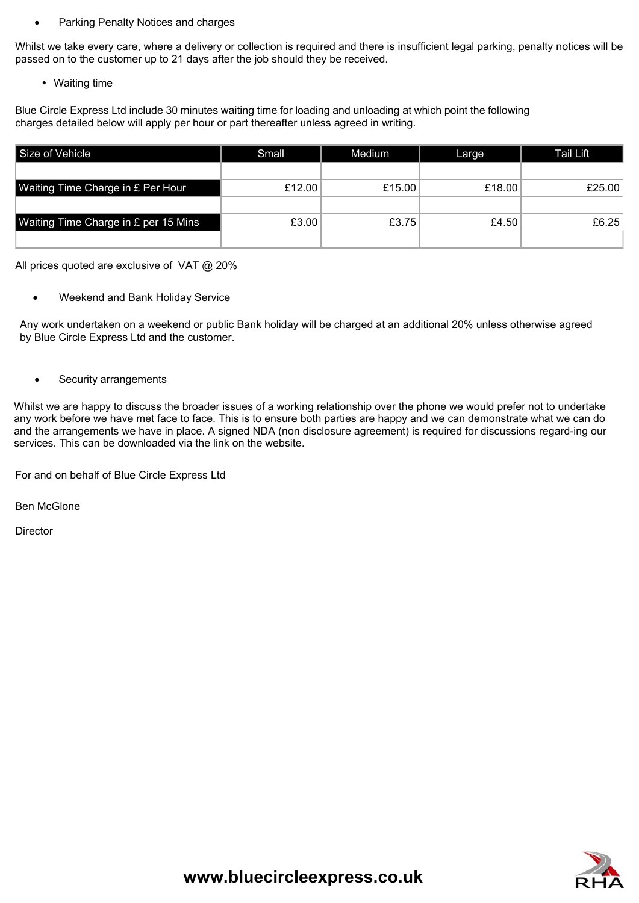- Parking Penalty Notices and charges

Whilst we take every care, where a delivery or collection is required and there is insufficient legal parking, penalty notices will be passed on to the customer up to 21 days after the job should they be received.

- Waiting time

Blue Circle Express Ltd include 30 minutes waiting time for loading and unloading at which point the following charges detailed below will apply per hour or part thereafter unless agreed in writing.

| Size of Vehicle | Small | Medium | Large | Tail Lift |
|---|---|---|---|---|
| | | | | |
| Waiting Time Charge in £ Per Hour | £12.00 | £15.00 | £18.00 | £25.00 |
| | | | | |
| Waiting Time Charge in £ per 15 Mins | £3.00 | £3.75 | £4.50 | £6.25 |
| | | | | |

All prices quoted are exclusive of VAT @ 20%

- Weekend and Bank Holiday Service

Any work undertaken on a weekend or public Bank holiday will be charged at an additional 20% unless otherwise agreed by Blue Circle Express Ltd and the customer.

- Security arrangements

Whilst we are happy to discuss the broader issues of a working relationship over the phone we would prefer not to undertake any work before we have met face to face. This is to ensure both parties are happy and we can demonstrate what we can do and the arrangements we have in place. A signed NDA (non disclosure agreement) is required for discussions regard-ing our services. This can be downloaded via the link on the website.

For and on behalf of Blue Circle Express Ltd

Ben McGlone

Director

**www.bluecircleexpress.co.uk**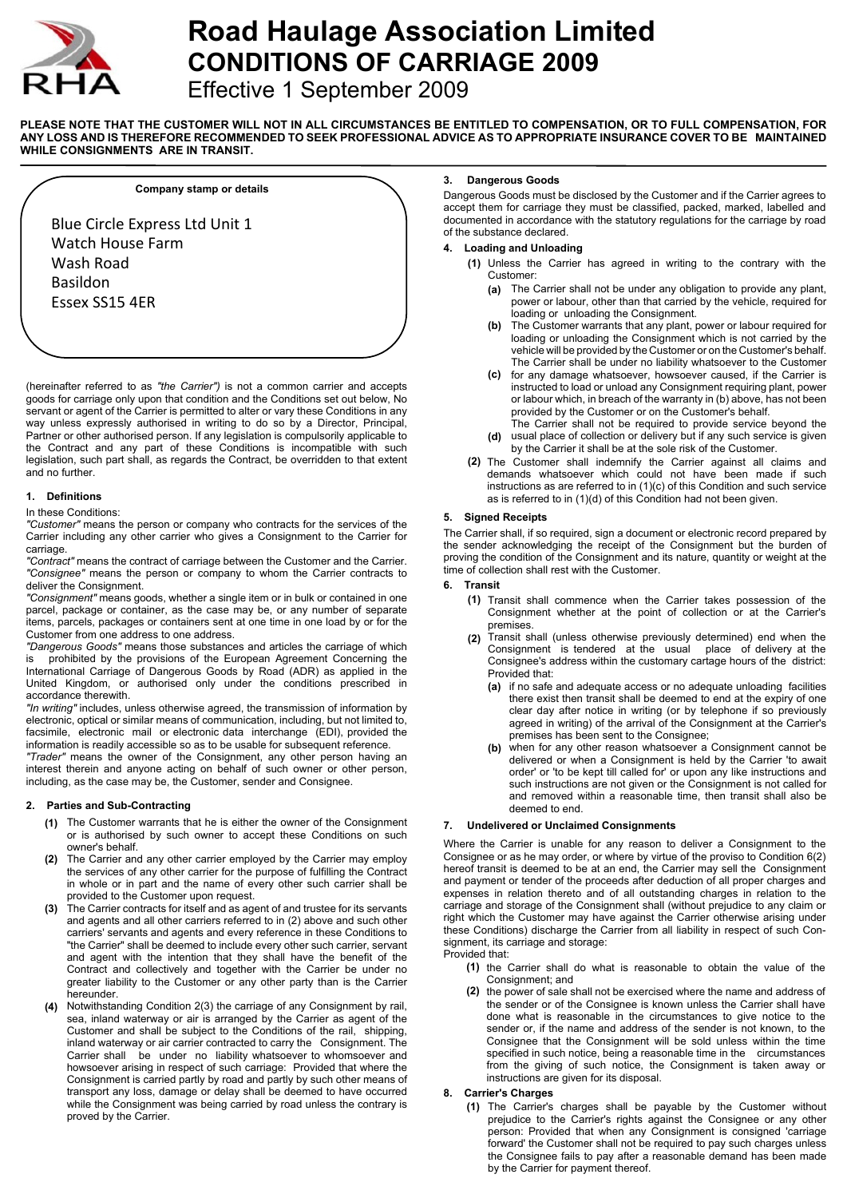# Road Haulage Association Limited
## CONDITIONS OF CARRIAGE 2009
Effective 1 September 2009

**PLEASE NOTE THAT THE CUSTOMER WILL NOT IN ALL CIRCUMSTANCES BE ENTITLED TO COMPENSATION, OR TO FULL COMPENSATION, FOR ANY LOSS AND IS THEREFORE RECOMMENDED TO SEEK PROFESSIONAL ADVICE AS TO APPROPRIATE INSURANCE COVER TO BE MAINTAINED WHILE CONSIGNMENTS ARE IN TRANSIT.**

**Company stamp or details**

Blue Circle Express Ltd Unit 1
Watch House Farm
Wash Road
Basildon
Essex SS15 4ER

(hereinafter referred to as *"the Carrier"*) is not a common carrier and accepts goods for carriage only upon that condition and the Conditions set out below, No servant or agent of the Carrier is permitted to alter or vary these Conditions in any way unless expressly authorised in writing to do so by a Director, Principal, Partner or other authorised person. If any legislation is compulsorily applicable to the Contract and any part of these Conditions is incompatible with such legislation, such part shall, as regards the Contract, be overridden to that extent and no further.

### 1. Definitions

In these Conditions:

*"Customer"* means the person or company who contracts for the services of the Carrier including any other carrier who gives a Consignment to the Carrier for carriage.

*"Contract"* means the contract of carriage between the Customer and the Carrier.

*"Consignee"* means the person or company to whom the Carrier contracts to deliver the Consignment.

*"Consignment"* means goods, whether a single item or in bulk or contained in one parcel, package or container, as the case may be, or any number of separate items, parcels, packages or containers sent at one time in one load by or for the Customer from one address to one address.

*"Dangerous Goods"* means those substances and articles the carriage of which is prohibited by the provisions of the European Agreement Concerning the International Carriage of Dangerous Goods by Road (ADR) as applied in the United Kingdom, or authorised only under the conditions prescribed in accordance therewith.

*"In writing"* includes, unless otherwise agreed, the transmission of information by electronic, optical or similar means of communication, including, but not limited to, facsimile, electronic mail or electronic data interchange (EDI), provided the information is readily accessible so as to be usable for subsequent reference.

*"Trader"* means the owner of the Consignment, any other person having an interest therein and anyone acting on behalf of such owner or other person, including, as the case may be, the Customer, sender and Consignee.

### 2. Parties and Sub-Contracting

**(1)** The Customer warrants that he is either the owner of the Consignment or is authorised by such owner to accept these Conditions on such owner's behalf.

**(2)** The Carrier and any other carrier employed by the Carrier may employ the services of any other carrier for the purpose of fulfilling the Contract in whole or in part and the name of every other such carrier shall be provided to the Customer upon request.

**(3)** The Carrier contracts for itself and as agent of and trustee for its servants and agents and all other carriers referred to in (2) above and such other carriers' servants and agents and every reference in these Conditions to "the Carrier" shall be deemed to include every other such carrier, servant and agent with the intention that they shall have the benefit of the Contract and collectively and together with the Carrier be under no greater liability to the Customer or any other party than is the Carrier hereunder.

**(4)** Notwithstanding Condition 2(3) the carriage of any Consignment by rail, sea, inland waterway or air is arranged by the Carrier as agent of the Customer and shall be subject to the Conditions of the rail, shipping, inland waterway or air carrier contracted to carry the Consignment. The Carrier shall be under no liability whatsoever to whomsoever and howsoever arising in respect of such carriage: Provided that where the Consignment is carried partly by road and partly by such other means of transport any loss, damage or delay shall be deemed to have occurred while the Consignment was being carried by road unless the contrary is proved by the Carrier.

### 3. Dangerous Goods

Dangerous Goods must be disclosed by the Customer and if the Carrier agrees to accept them for carriage they must be classified, packed, marked, labelled and documented in accordance with the statutory regulations for the carriage by road of the substance declared.

### 4. Loading and Unloading

**(1)** Unless the Carrier has agreed in writing to the contrary with the Customer:

**(a)** The Carrier shall not be under any obligation to provide any plant, power or labour, other than that carried by the vehicle, required for loading or unloading the Consignment.

**(b)** The Customer warrants that any plant, power or labour required for loading or unloading the Consignment which is not carried by the vehicle will be provided by the Customer or on the Customer's behalf. The Carrier shall be under no liability whatsoever to the Customer

**(c)** for any damage whatsoever, howsoever caused, if the Carrier is instructed to load or unload any Consignment requiring plant, power or labour which, in breach of the warranty in (b) above, has not been provided by the Customer or on the Customer's behalf.

**(d)** The Carrier shall not be required to provide service beyond the usual place of collection or delivery but if any such service is given by the Carrier it shall be at the sole risk of the Customer.

**(2)** The Customer shall indemnify the Carrier against all claims and demands whatsoever which could not have been made if such instructions as are referred to in (1)(c) of this Condition and such service as is referred to in (1)(d) of this Condition had not been given.

### 5. Signed Receipts

The Carrier shall, if so required, sign a document or electronic record prepared by the sender acknowledging the receipt of the Consignment but the burden of proving the condition of the Consignment and its nature, quantity or weight at the time of collection shall rest with the Customer.

### 6. Transit

**(1)** Transit shall commence when the Carrier takes possession of the Consignment whether at the point of collection or at the Carrier's premises.

**(2)** Transit shall (unless otherwise previously determined) end when the Consignment is tendered at the usual place of delivery at the Consignee's address within the customary cartage hours of the district: Provided that:

**(a)** if no safe and adequate access or no adequate unloading facilities there exist then transit shall be deemed to end at the expiry of one clear day after notice in writing (or by telephone if so previously agreed in writing) of the arrival of the Consignment at the Carrier's premises has been sent to the Consignee;

**(b)** when for any other reason whatsoever a Consignment cannot be delivered or when a Consignment is held by the Carrier 'to await order' or 'to be kept till called for' or upon any like instructions and such instructions are not given or the Consignment is not called for and removed within a reasonable time, then transit shall also be deemed to end.

### 7. Undelivered or Unclaimed Consignments

Where the Carrier is unable for any reason to deliver a Consignment to the Consignee or as he may order, or where by virtue of the proviso to Condition 6(2) hereof transit is deemed to be at an end, the Carrier may sell the Consignment and payment or tender of the proceeds after deduction of all proper charges and expenses in relation thereto and of all outstanding charges in relation to the carriage and storage of the Consignment shall (without prejudice to any claim or right which the Customer may have against the Carrier otherwise arising under these Conditions) discharge the Carrier from all liability in respect of such Consignment, its carriage and storage:

Provided that:

**(1)** the Carrier shall do what is reasonable to obtain the value of the Consignment; and

**(2)** the power of sale shall not be exercised where the name and address of the sender or of the Consignee is known unless the Carrier shall have done what is reasonable in the circumstances to give notice to the sender or, if the name and address of the sender is not known, to the Consignee that the Consignment will be sold unless within the time specified in such notice, being a reasonable time in the circumstances from the giving of such notice, the Consignment is taken away or instructions are given for its disposal.

### 8. Carrier's Charges

**(1)** The Carrier's charges shall be payable by the Customer without prejudice to the Carrier's rights against the Consignee or any other person: Provided that when any Consignment is consigned 'carriage forward' the Customer shall not be required to pay such charges unless the Consignee fails to pay after a reasonable demand has been made by the Carrier for payment thereof.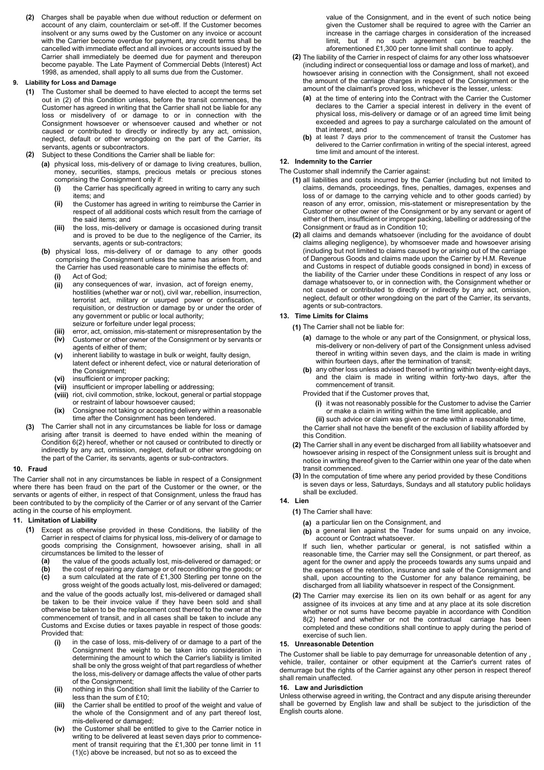**(2)** Charges shall be payable when due without reduction or deferment on account of any claim, counterclaim or set-off. If the Customer becomes insolvent or any sums owed by the Customer on any invoice or account with the Carrier become overdue for payment, any credit terms shall be cancelled with immediate effect and all invoices or accounts issued by the Carrier shall immediately be deemed due for payment and thereupon become payable. The Late Payment of Commercial Debts (Interest) Act 1998, as amended, shall apply to all sums due from the Customer.

## 9. Liability for Loss and Damage

**(1)** The Customer shall be deemed to have elected to accept the terms set out in (2) of this Condition unless, before the transit commences, the Customer has agreed in writing that the Carrier shall not be liable for any loss or misdelivery of or damage to or in connection with the Consignment howsoever or whensoever caused and whether or not caused or contributed to directly or indirectly by any act, omission, neglect, default or other wrongdoing on the part of the Carrier, its servants, agents or subcontractors.

**(2)** Subject to these Conditions the Carrier shall be liable for:

**(a)** physical loss, mis-delivery of or damage to living creatures, bullion, money, securities, stamps, precious metals or precious stones comprising the Consignment only if:

- **(i)** the Carrier has specifically agreed in writing to carry any such items; and
- **(ii)** the Customer has agreed in writing to reimburse the Carrier in respect of all additional costs which result from the carriage of the said items; and
- **(iii)** the loss, mis-delivery or damage is occasioned during transit and is proved to be due to the negligence of the Carrier, its servants, agents or sub-contractors;

**(b)** physical loss, mis-delivery of or damage to any other goods comprising the Consignment unless the same has arisen from, and the Carrier has used reasonable care to minimise the effects of:

- **(i)** Act of God;
- **(ii)** any consequences of war, invasion, act of foreign enemy, hostilities (whether war or not), civil war, rebellion, insurrection, terrorist act, military or usurped power or confiscation, requisition, or destruction or damage by or under the order of any government or public or local authority;
- **(iii)** seizure or forfeiture under legal process;
- **(iv)** error, act, omission, mis-statement or misrepresentation by the Customer or other owner of the Consignment or by servants or agents of either of them;
- **(v)** inherent liability to wastage in bulk or weight, faulty design, latent defect or inherent defect, vice or natural deterioration of the Consignment;
- **(vi)** insufficient or improper packing;
- **(vii)** insufficient or improper labelling or addressing;
- **(viii)** riot, civil commotion, strike, lockout, general or partial stoppage or restraint of labour howsoever caused;
- **(ix)** Consignee not taking or accepting delivery within a reasonable time after the Consignment has been tendered.

**(3)** The Carrier shall not in any circumstances be liable for loss or damage arising after transit is deemed to have ended within the meaning of Condition 6(2) hereof, whether or not caused or contributed to directly or indirectly by any act, omission, neglect, default or other wrongdoing on the part of the Carrier, its servants, agents or sub-contractors.

## 10. Fraud

The Carrier shall not in any circumstances be liable in respect of a Consignment where there has been fraud on the part of the Customer or the owner, or the servants or agents of either, in respect of that Consignment, unless the fraud has been contributed to by the complicity of the Carrier or of any servant of the Carrier acting in the course of his employment.

## 11. Limitation of Liability

**(1)** Except as otherwise provided in these Conditions, the liability of the Carrier in respect of claims for physical loss, mis-delivery of or damage to goods comprising the Consignment, howsoever arising, shall in all circumstances be limited to the lesser of

- **(a)** the value of the goods actually lost, mis-delivered or damaged; or
- **(b)** the cost of repairing any damage or of reconditioning the goods; or
- **(c)** a sum calculated at the rate of £1,300 Sterling per tonne on the gross weight of the goods actually lost, mis-delivered or damaged;

and the value of the goods actually lost, mis-delivered or damaged shall be taken to be their invoice value if they have been sold and shall otherwise be taken to be the replacement cost thereof to the owner at the commencement of transit, and in all cases shall be taken to include any Customs and Excise duties or taxes payable in respect of those goods: Provided that:

- **(i)** in the case of loss, mis-delivery of or damage to a part of the Consignment the weight to be taken into consideration in determining the amount to which the Carrier's liability is limited shall be only the gross weight of that part regardless of whether the loss, mis-delivery or damage affects the value of other parts of the Consignment;
- **(ii)** nothing in this Condition shall limit the liability of the Carrier to less than the sum of £10;
- **(iii)** the Carrier shall be entitled to proof of the weight and value of the whole of the Consignment and of any part thereof lost, mis-delivered or damaged;
- **(iv)** the Customer shall be entitled to give to the Carrier notice in writing to be delivered at least seven days prior to commencement of transit requiring that the £1,300 per tonne limit in 11 (1)(c) above be increased, but not so as to exceed the value of the Consignment, and in the event of such notice being given the Customer shall be required to agree with the Carrier an increase in the carriage charges in consideration of the increased limit, but if no such agreement can be reached the aforementioned £1,300 per tonne limit shall continue to apply.

**(2)** The liability of the Carrier in respect of claims for any other loss whatsoever (including indirect or consequential loss or damage and loss of market), and howsoever arising in connection with the Consignment, shall not exceed the amount of the carriage charges in respect of the Consignment or the amount of the claimant's proved loss, whichever is the lesser, unless:

- **(a)** at the time of entering into the Contract with the Carrier the Customer declares to the Carrier a special interest in delivery in the event of physical loss, mis-delivery or damage or of an agreed time limit being exceeded and agrees to pay a surcharge calculated on the amount of that interest, and
- **(b)** at least 7 days prior to the commencement of transit the Customer has delivered to the Carrier confirmation in writing of the special interest, agreed time limit and amount of the interest.

## 12. Indemnity to the Carrier

The Customer shall indemnify the Carrier against:

**(1)** all liabilities and costs incurred by the Carrier (including but not limited to claims, demands, proceedings, fines, penalties, damages, expenses and loss of or damage to the carrying vehicle and to other goods carried) by reason of any error, omission, mis-statement or misrepresentation by the Customer or other owner of the Consignment or by any servant or agent of either of them, insufficient or improper packing, labelling or addressing of the Consignment or fraud as in Condition 10;

**(2)** all claims and demands whatsoever (including for the avoidance of doubt claims alleging negligence), by whomsoever made and howsoever arising (including but not limited to claims caused by or arising out of the carriage of Dangerous Goods and claims made upon the Carrier by H.M. Revenue and Customs in respect of dutiable goods consigned in bond) in excess of the liability of the Carrier under these Conditions in respect of any loss or damage whatsoever to, or in connection with, the Consignment whether or not caused or contributed to directly or indirectly by any act, omission, neglect, default or other wrongdoing on the part of the Carrier, its servants, agents or sub-contractors.

## 13. Time Limits for Claims

**(1)** The Carrier shall not be liable for:

- **(a)** damage to the whole or any part of the Consignment, or physical loss, mis-delivery or non-delivery of part of the Consignment unless advised thereof in writing within seven days, and the claim is made in writing within fourteen days, after the termination of transit;
- **(b)** any other loss unless advised thereof in writing within twenty-eight days, and the claim is made in writing within forty-two days, after the commencement of transit.

Provided that if the Customer proves that,

- **(i)** it was not reasonably possible for the Customer to advise the Carrier or make a claim in writing within the time limit applicable, and
- **(ii)** such advice or claim was given or made within a reasonable time,

the Carrier shall not have the benefit of the exclusion of liability afforded by this Condition.

**(2)** The Carrier shall in any event be discharged from all liability whatsoever and howsoever arising in respect of the Consignment unless suit is brought and notice in writing thereof given to the Carrier within one year of the date when transit commenced.

**(3)** In the computation of time where any period provided by these Conditions is seven days or less, Saturdays, Sundays and all statutory public holidays shall be excluded.

## 14. Lien

**(1)** The Carrier shall have:

- **(a)** a particular lien on the Consignment, and
- **(b)** a general lien against the Trader for sums unpaid on any invoice, account or Contract whatsoever.

If such lien, whether particular or general, is not satisfied within a reasonable time, the Carrier may sell the Consignment, or part thereof, as agent for the owner and apply the proceeds towards any sums unpaid and the expenses of the retention, insurance and sale of the Consignment and shall, upon accounting to the Customer for any balance remaining, be discharged from all liability whatsoever in respect of the Consignment.

**(2)** The Carrier may exercise its lien on its own behalf or as agent for any assignee of its invoices at any time and at any place at its sole discretion whether or not sums have become payable in accordance with Condition 8(2) hereof and whether or not the contractual carriage has been completed and these conditions shall continue to apply during the period of exercise of such lien.

## 15. Unreasonable Detention

The Customer shall be liable to pay demurrage for unreasonable detention of any , vehicle, trailer, container or other equipment at the Carrier's current rates of demurrage but the rights of the Carrier against any other person in respect thereof shall remain unaffected.

## 16. Law and Jurisdiction

Unless otherwise agreed in writing, the Contract and any dispute arising thereunder shall be governed by English law and shall be subject to the jurisdiction of the English courts alone.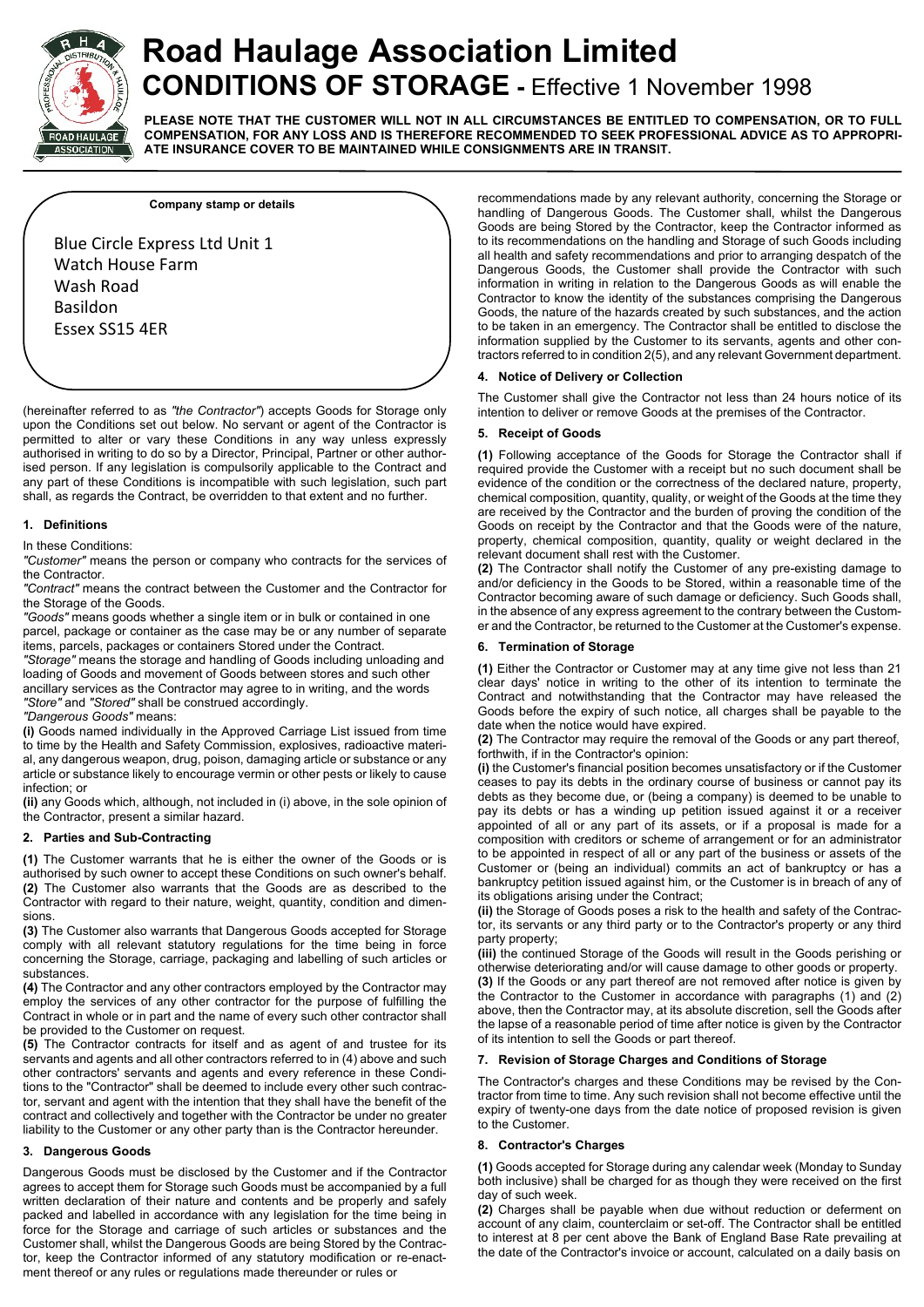# Road Haulage Association Limited

## CONDITIONS OF STORAGE - Effective 1 November 1998

**PLEASE NOTE THAT THE CUSTOMER WILL NOT IN ALL CIRCUMSTANCES BE ENTITLED TO COMPENSATION, OR TO FULL COMPENSATION, FOR ANY LOSS AND IS THEREFORE RECOMMENDED TO SEEK PROFESSIONAL ADVICE AS TO APPROPRIATE INSURANCE COVER TO BE MAINTAINED WHILE CONSIGNMENTS ARE IN TRANSIT.**

**Company stamp or details**

Blue Circle Express Ltd Unit 1
Watch House Farm
Wash Road
Basildon
Essex SS15 4ER

(hereinafter referred to as *"the Contractor"*) accepts Goods for Storage only upon the Conditions set out below. No servant or agent of the Contractor is permitted to alter or vary these Conditions in any way unless expressly authorised in writing to do so by a Director, Principal, Partner or other authorised person. If any legislation is compulsorily applicable to the Contract and any part of these Conditions is incompatible with such legislation, such part shall, as regards the Contract, be overridden to that extent and no further.

### 1. Definitions

In these Conditions:

*"Customer"* means the person or company who contracts for the services of the Contractor.

*"Contract"* means the contract between the Customer and the Contractor for the Storage of the Goods.

*"Goods"* means goods whether a single item or in bulk or contained in one parcel, package or container as the case may be or any number of separate items, parcels, packages or containers Stored under the Contract.

*"Storage"* means the storage and handling of Goods including unloading and loading of Goods and movement of Goods between stores and such other ancillary services as the Contractor may agree to in writing, and the words *"Store"* and *"Stored"* shall be construed accordingly.

*"Dangerous Goods"* means:

**(i)** Goods named individually in the Approved Carriage List issued from time to time by the Health and Safety Commission, explosives, radioactive material, any dangerous weapon, drug, poison, damaging article or substance or any article or substance likely to encourage vermin or other pests or likely to cause infection; or

**(ii)** any Goods which, although, not included in (i) above, in the sole opinion of the Contractor, present a similar hazard.

### 2. Parties and Sub-Contracting

**(1)** The Customer warrants that he is either the owner of the Goods or is authorised by such owner to accept these Conditions on such owner's behalf.

**(2)** The Customer also warrants that the Goods are as described to the Contractor with regard to their nature, weight, quantity, condition and dimensions.

**(3)** The Customer also warrants that Dangerous Goods accepted for Storage comply with all relevant statutory regulations for the time being in force concerning the Storage, carriage, packaging and labelling of such articles or substances.

**(4)** The Contractor and any other contractors employed by the Contractor may employ the services of any other contractor for the purpose of fulfilling the Contract in whole or in part and the name of every such other contractor shall be provided to the Customer on request.

**(5)** The Contractor contracts for itself and as agent of and trustee for its servants and agents and all other contractors referred to in (4) above and such other contractors' servants and agents and every reference in these Conditions to the "Contractor" shall be deemed to include every other such contractor, servant and agent with the intention that they shall have the benefit of the contract and collectively and together with the Contractor be under no greater liability to the Customer or any other party than is the Contractor hereunder.

### 3. Dangerous Goods

Dangerous Goods must be disclosed by the Customer and if the Contractor agrees to accept them for Storage such Goods must be accompanied by a full written declaration of their nature and contents and be properly and safely packed and labelled in accordance with any legislation for the time being in force for the Storage and carriage of such articles or substances and the Customer shall, whilst the Dangerous Goods are being Stored by the Contractor, keep the Contractor informed of any statutory modification or re-enactment thereof or any rules or regulations made thereunder or rules or recommendations made by any relevant authority, concerning the Storage or handling of Dangerous Goods. The Customer shall, whilst the Dangerous Goods are being Stored by the Contractor, keep the Contractor informed as to its recommendations on the handling and Storage of such Goods including all health and safety recommendations and prior to arranging despatch of the Dangerous Goods, the Customer shall provide the Contractor with such information in writing in relation to the Dangerous Goods as will enable the Contractor to know the identity of the substances comprising the Dangerous Goods, the nature of the hazards created by such substances, and the action to be taken in an emergency. The Contractor shall be entitled to disclose the information supplied by the Customer to its servants, agents and other contractors referred to in condition 2(5), and any relevant Government department.

### 4. Notice of Delivery or Collection

The Customer shall give the Contractor not less than 24 hours notice of its intention to deliver or remove Goods at the premises of the Contractor.

### 5. Receipt of Goods

**(1)** Following acceptance of the Goods for Storage the Contractor shall if required provide the Customer with a receipt but no such document shall be evidence of the condition or the correctness of the declared nature, property, chemical composition, quantity, quality, or weight of the Goods at the time they are received by the Contractor and the burden of proving the condition of the Goods on receipt by the Contractor and that the Goods were of the nature, property, chemical composition, quantity, quality or weight declared in the relevant document shall rest with the Customer.

**(2)** The Contractor shall notify the Customer of any pre-existing damage to and/or deficiency in the Goods to be Stored, within a reasonable time of the Contractor becoming aware of such damage or deficiency. Such Goods shall, in the absence of any express agreement to the contrary between the Customer and the Contractor, be returned to the Customer at the Customer's expense.

### 6. Termination of Storage

**(1)** Either the Contractor or Customer may at any time give not less than 21 clear days' notice in writing to the other of its intention to terminate the Contract and notwithstanding that the Contractor may have released the Goods before the expiry of such notice, all charges shall be payable to the date when the notice would have expired.

**(2)** The Contractor may require the removal of the Goods or any part thereof, forthwith, if in the Contractor's opinion:

**(i)** the Customer's financial position becomes unsatisfactory or if the Customer ceases to pay its debts in the ordinary course of business or cannot pay its debts as they become due, or (being a company) is deemed to be unable to pay its debts or has a winding up petition issued against it or a receiver appointed of all or any part of its assets, or if a proposal is made for a composition with creditors or scheme of arrangement or for an administrator to be appointed in respect of all or any part of the business or assets of the Customer or (being an individual) commits an act of bankruptcy or has a bankruptcy petition issued against him, or the Customer is in breach of any of its obligations arising under the Contract;

**(ii)** the Storage of Goods poses a risk to the health and safety of the Contractor, its servants or any third party or to the Contractor's property or any third party property;

**(iii)** the continued Storage of the Goods will result in the Goods perishing or otherwise deteriorating and/or will cause damage to other goods or property.

**(3)** If the Goods or any part thereof are not removed after notice is given by the Contractor to the Customer in accordance with paragraphs (1) and (2) above, then the Contractor may, at its absolute discretion, sell the Goods after the lapse of a reasonable period of time after notice is given by the Contractor of its intention to sell the Goods or part thereof.

### 7. Revision of Storage Charges and Conditions of Storage

The Contractor's charges and these Conditions may be revised by the Contractor from time to time. Any such revision shall not become effective until the expiry of twenty-one days from the date notice of proposed revision is given to the Customer.

### 8. Contractor's Charges

**(1)** Goods accepted for Storage during any calendar week (Monday to Sunday both inclusive) shall be charged for as though they were received on the first day of such week.

**(2)** Charges shall be payable when due without reduction or deferment on account of any claim, counterclaim or set-off. The Contractor shall be entitled to interest at 8 per cent above the Bank of England Base Rate prevailing at the date of the Contractor's invoice or account, calculated on a daily basis on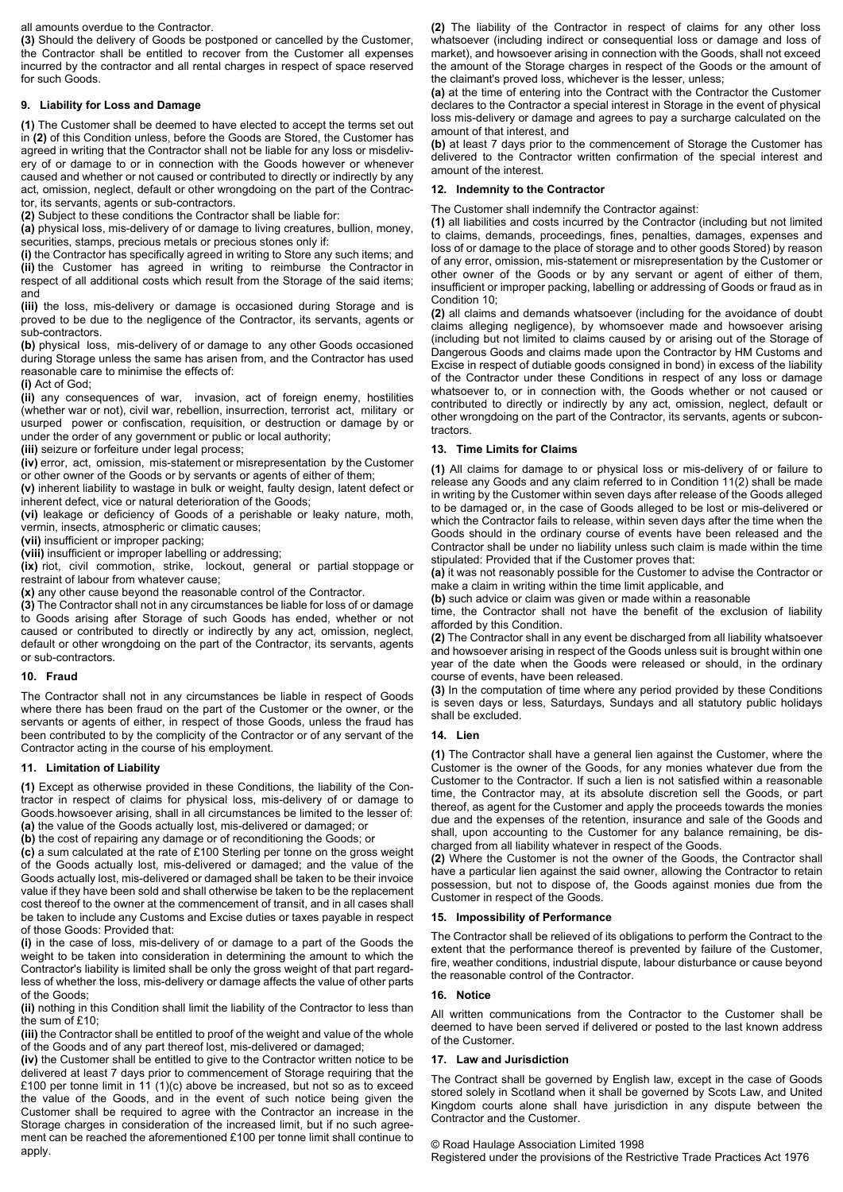all amounts overdue to the Contractor.

**(3)** Should the delivery of Goods be postponed or cancelled by the Customer, the Contractor shall be entitled to recover from the Customer all expenses incurred by the contractor and all rental charges in respect of space reserved for such Goods.

## 9. Liability for Loss and Damage

**(1)** The Customer shall be deemed to have elected to accept the terms set out in **(2)** of this Condition unless, before the Goods are Stored, the Customer has agreed in writing that the Contractor shall not be liable for any loss or misdelivery of or damage to or in connection with the Goods however or whenever caused and whether or not caused or contributed to directly or indirectly by any act, omission, neglect, default or other wrongdoing on the part of the Contractor, its servants, agents or sub-contractors.

**(2)** Subject to these conditions the Contractor shall be liable for:

**(a)** physical loss, mis-delivery of or damage to living creatures, bullion, money, securities, stamps, precious metals or precious stones only if:

**(i)** the Contractor has specifically agreed in writing to Store any such items; and

**(ii)** the Customer has agreed in writing to reimburse the Contractor in respect of all additional costs which result from the Storage of the said items; and

**(iii)** the loss, mis-delivery or damage is occasioned during Storage and is proved to be due to the negligence of the Contractor, its servants, agents or sub-contractors.

**(b)** physical loss, mis-delivery of or damage to any other Goods occasioned during Storage unless the same has arisen from, and the Contractor has used reasonable care to minimise the effects of:

**(i)** Act of God;

**(ii)** any consequences of war, invasion, act of foreign enemy, hostilities (whether war or not), civil war, rebellion, insurrection, terrorist act, military or usurped power or confiscation, requisition, or destruction or damage by or under the order of any government or public or local authority;

**(iii)** seizure or forfeiture under legal process;

**(iv)** error, act, omission, mis-statement or misrepresentation by the Customer or other owner of the Goods or by servants or agents of either of them;

**(v)** inherent liability to wastage in bulk or weight, faulty design, latent defect or inherent defect, vice or natural deterioration of the Goods;

**(vi)** leakage or deficiency of Goods of a perishable or leaky nature, moth, vermin, insects, atmospheric or climatic causes;

**(vii)** insufficient or improper packing;

**(viii)** insufficient or improper labelling or addressing;

**(ix)** riot, civil commotion, strike, lockout, general or partial stoppage or restraint of labour from whatever cause;

**(x)** any other cause beyond the reasonable control of the Contractor.

**(3)** The Contractor shall not in any circumstances be liable for loss of or damage to Goods arising after Storage of such Goods has ended, whether or not caused or contributed to directly or indirectly by any act, omission, neglect, default or other wrongdoing on the part of the Contractor, its servants, agents or sub-contractors.

## 10. Fraud

The Contractor shall not in any circumstances be liable in respect of Goods where there has been fraud on the part of the Customer or the owner, or the servants or agents of either, in respect of those Goods, unless the fraud has been contributed to by the complicity of the Contractor or of any servant of the Contractor acting in the course of his employment.

## 11. Limitation of Liability

**(1)** Except as otherwise provided in these Conditions, the liability of the Contractor in respect of claims for physical loss, mis-delivery of or damage to Goods.howsoever arising, shall in all circumstances be limited to the lesser of:

**(a)** the value of the Goods actually lost, mis-delivered or damaged; or

**(b)** the cost of repairing any damage or of reconditioning the Goods; or

**(c)** a sum calculated at the rate of £100 Sterling per tonne on the gross weight of the Goods actually lost, mis-delivered or damaged; and the value of the Goods actually lost, mis-delivered or damaged shall be taken to be their invoice value if they have been sold and shall otherwise be taken to be the replacement cost thereof to the owner at the commencement of transit, and in all cases shall be taken to include any Customs and Excise duties or taxes payable in respect of those Goods: Provided that:

**(i)** in the case of loss, mis-delivery of or damage to a part of the Goods the weight to be taken into consideration in determining the amount to which the Contractor's liability is limited shall be only the gross weight of that part regardless of whether the loss, mis-delivery or damage affects the value of other parts of the Goods;

**(ii)** nothing in this Condition shall limit the liability of the Contractor to less than the sum of £10;

**(iii)** the Contractor shall be entitled to proof of the weight and value of the whole of the Goods and of any part thereof lost, mis-delivered or damaged;

**(iv)** the Customer shall be entitled to give to the Contractor written notice to be delivered at least 7 days prior to commencement of Storage requiring that the £100 per tonne limit in 11 (1)(c) above be increased, but not so as to exceed the value of the Goods, and in the event of such notice being given the Customer shall be required to agree with the Contractor an increase in the Storage charges in consideration of the increased limit, but if no such agreement can be reached the aforementioned £100 per tonne limit shall continue to apply.

**(2)** The liability of the Contractor in respect of claims for any other loss whatsoever (including indirect or consequential loss or damage and loss of market), and howsoever arising in connection with the Goods, shall not exceed the amount of the Storage charges in respect of the Goods or the amount of the claimant's proved loss, whichever is the lesser, unless;

**(a)** at the time of entering into the Contract with the Contractor the Customer declares to the Contractor a special interest in Storage in the event of physical loss mis-delivery or damage and agrees to pay a surcharge calculated on the amount of that interest, and

**(b)** at least 7 days prior to the commencement of Storage the Customer has delivered to the Contractor written confirmation of the special interest and amount of the interest.

## 12. Indemnity to the Contractor

The Customer shall indemnify the Contractor against:

**(1)** all liabilities and costs incurred by the Contractor (including but not limited to claims, demands, proceedings, fines, penalties, damages, expenses and loss of or damage to the place of storage and to other goods Stored) by reason of any error, omission, mis-statement or misrepresentation by the Customer or other owner of the Goods or by any servant or agent of either of them, insufficient or improper packing, labelling or addressing of Goods or fraud as in Condition 10;

**(2)** all claims and demands whatsoever (including for the avoidance of doubt claims alleging negligence), by whomsoever made and howsoever arising (including but not limited to claims caused by or arising out of the Storage of Dangerous Goods and claims made upon the Contractor by HM Customs and Excise in respect of dutiable goods consigned in bond) in excess of the liability of the Contractor under these Conditions in respect of any loss or damage whatsoever to, or in connection with, the Goods whether or not caused or contributed to directly or indirectly by any act, omission, neglect, default or other wrongdoing on the part of the Contractor, its servants, agents or subcontractors.

## 13. Time Limits for Claims

**(1)** All claims for damage to or physical loss or mis-delivery of or failure to release any Goods and any claim referred to in Condition 11(2) shall be made in writing by the Customer within seven days after release of the Goods alleged to be damaged or, in the case of Goods alleged to be lost or mis-delivered or which the Contractor fails to release, within seven days after the time when the Goods should in the ordinary course of events have been released and the Contractor shall be under no liability unless such claim is made within the time stipulated: Provided that if the Customer proves that:

**(a)** it was not reasonably possible for the Customer to advise the Contractor or make a claim in writing within the time limit applicable, and

**(b)** such advice or claim was given or made within a reasonable time, the Contractor shall not have the benefit of the exclusion of liability afforded by this Condition.

**(2)** The Contractor shall in any event be discharged from all liability whatsoever and howsoever arising in respect of the Goods unless suit is brought within one year of the date when the Goods were released or should, in the ordinary course of events, have been released.

**(3)** In the computation of time where any period provided by these Conditions is seven days or less, Saturdays, Sundays and all statutory public holidays shall be excluded.

## 14. Lien

**(1)** The Contractor shall have a general lien against the Customer, where the Customer is the owner of the Goods, for any monies whatever due from the Customer to the Contractor. If such a lien is not satisfied within a reasonable time, the Contractor may, at its absolute discretion sell the Goods, or part thereof, as agent for the Customer and apply the proceeds towards the monies due and the expenses of the retention, insurance and sale of the Goods and shall, upon accounting to the Customer for any balance remaining, be discharged from all liability whatever in respect of the Goods.

**(2)** Where the Customer is not the owner of the Goods, the Contractor shall have a particular lien against the said owner, allowing the Contractor to retain possession, but not to dispose of, the Goods against monies due from the Customer in respect of the Goods.

## 15. Impossibility of Performance

The Contractor shall be relieved of its obligations to perform the Contract to the extent that the performance thereof is prevented by failure of the Customer, fire, weather conditions, industrial dispute, labour disturbance or cause beyond the reasonable control of the Contractor.

## 16. Notice

All written communications from the Contractor to the Customer shall be deemed to have been served if delivered or posted to the last known address of the Customer.

## 17. Law and Jurisdiction

The Contract shall be governed by English law, except in the case of Goods stored solely in Scotland when it shall be governed by Scots Law, and United Kingdom courts alone shall have jurisdiction in any dispute between the Contractor and the Customer.

© Road Haulage Association Limited 1998
Registered under the provisions of the Restrictive Trade Practices Act 1976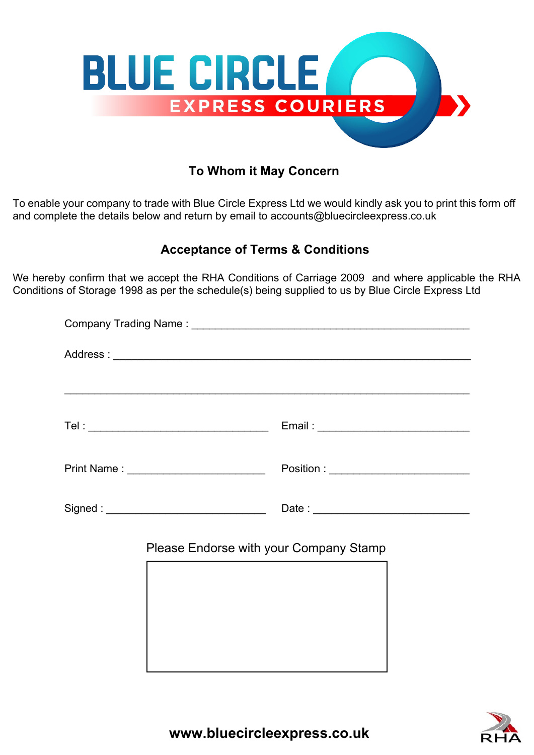BLUE CIRCLE

EXPRESS COURIERS

## To Whom it May Concern

To enable your company to trade with Blue Circle Express Ltd we would kindly ask you to print this form off and complete the details below and return by email to accounts@bluecircleexpress.co.uk

## Acceptance of Terms & Conditions

We hereby confirm that we accept the RHA Conditions of Carriage 2009 and where applicable the RHA Conditions of Storage 1998 as per the schedule(s) being supplied to us by Blue Circle Express Ltd

Company Trading Name : ______________________________________________

Address : ______________________________________________________

______________________________________________________________

Tel : ______________________________ Email : ______________________________

Print Name : ______________________ Position : ______________________

Signed : __________________________ Date : __________________________

Please Endorse with your Company Stamp

**www.bluecircleexpress.co.uk**

RHA